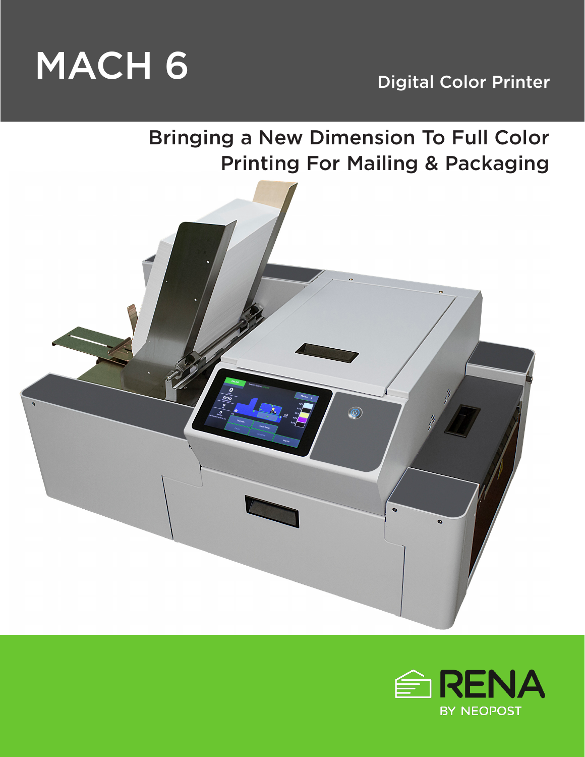# MACH 6

Digital Color Printer

## Bringing a New Dimension To Full Color Printing For Mailing & Packaging

RENA

BY NEOPOST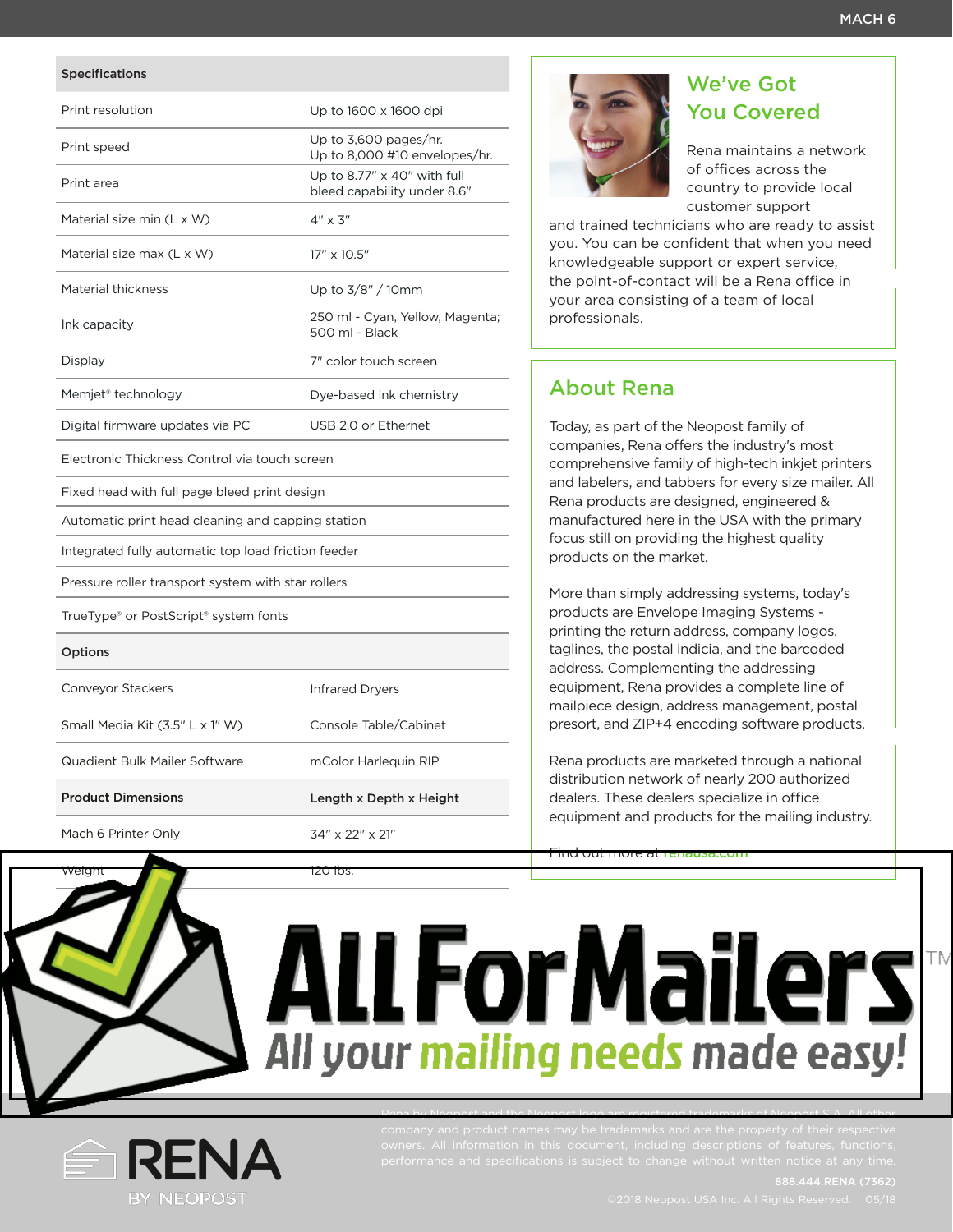| Specifications | |
| --- | --- |
| Print resolution | Up to 1600 x 1600 dpi |
| Print speed | Up to 3,600 pages/hr.<br>Up to 8,000 #10 envelopes/hr. |
| Print area | Up to 8.77" x 40" with full bleed capability under 8.6" |
| Material size min (L x W) | 4" x 3" |
| Material size max (L x W) | 17" x 10.5" |
| Material thickness | Up to 3/8" / 10mm |
| Ink capacity | 250 ml - Cyan, Yellow, Magenta; 500 ml - Black |
| Display | 7" color touch screen |
| Memjet® technology | Dye-based ink chemistry |
| Digital firmware updates via PC | USB 2.0 or Ethernet |
| Electronic Thickness Control via touch screen | |
| Fixed head with full page bleed print design | |
| Automatic print head cleaning and capping station | |
| Integrated fully automatic top load friction feeder | |
| Pressure roller transport system with star rollers | |
| TrueType® or PostScript® system fonts | |
| **Options** | |
| Conveyor Stackers | Infrared Dryers |
| Small Media Kit (3.5" L x 1" W) | Console Table/Cabinet |
| Quadient Bulk Mailer Software | mColor Harlequin RIP |
| **Product Dimensions** | **Length x Depth x Height** |
| Mach 6 Printer Only | 34" x 22" x 21" |
| Weight | 120 lbs. |

## We've Got You Covered

Rena maintains a network of offices across the country to provide local customer support and trained technicians who are ready to assist you. You can be confident that when you need knowledgeable support or expert service, the point-of-contact will be a Rena office in your area consisting of a team of local professionals.

## About Rena

Today, as part of the Neopost family of companies, Rena offers the industry's most comprehensive family of high-tech inkjet printers and labelers, and tabbers for every size mailer. All Rena products are designed, engineered & manufactured here in the USA with the primary focus still on providing the highest quality products on the market.

More than simply addressing systems, today's products are Envelope Imaging Systems - printing the return address, company logos, taglines, the postal indicia, and the barcoded address. Complementing the addressing equipment, Rena provides a complete line of mailpiece design, address management, postal presort, and ZIP+4 encoding software products.

Rena products are marketed through a national distribution network of nearly 200 authorized dealers. These dealers specialize in office equipment and products for the mailing industry.

Find out more at renausa.com

**AllForMailers™**

*All your mailing needs made easy!*

RENA BY NEOPOST

Rena by Neopost and the Neopost logo are registered trademarks of Neopost S.A. All other company and product names may be trademarks and are the property of their respective owners. All information in this document, including descriptions of features, functions, performance and specifications is subject to change without written notice at any time.

888.444.RENA (7362)

©2018 Neopost USA Inc. All Rights Reserved. 05/18